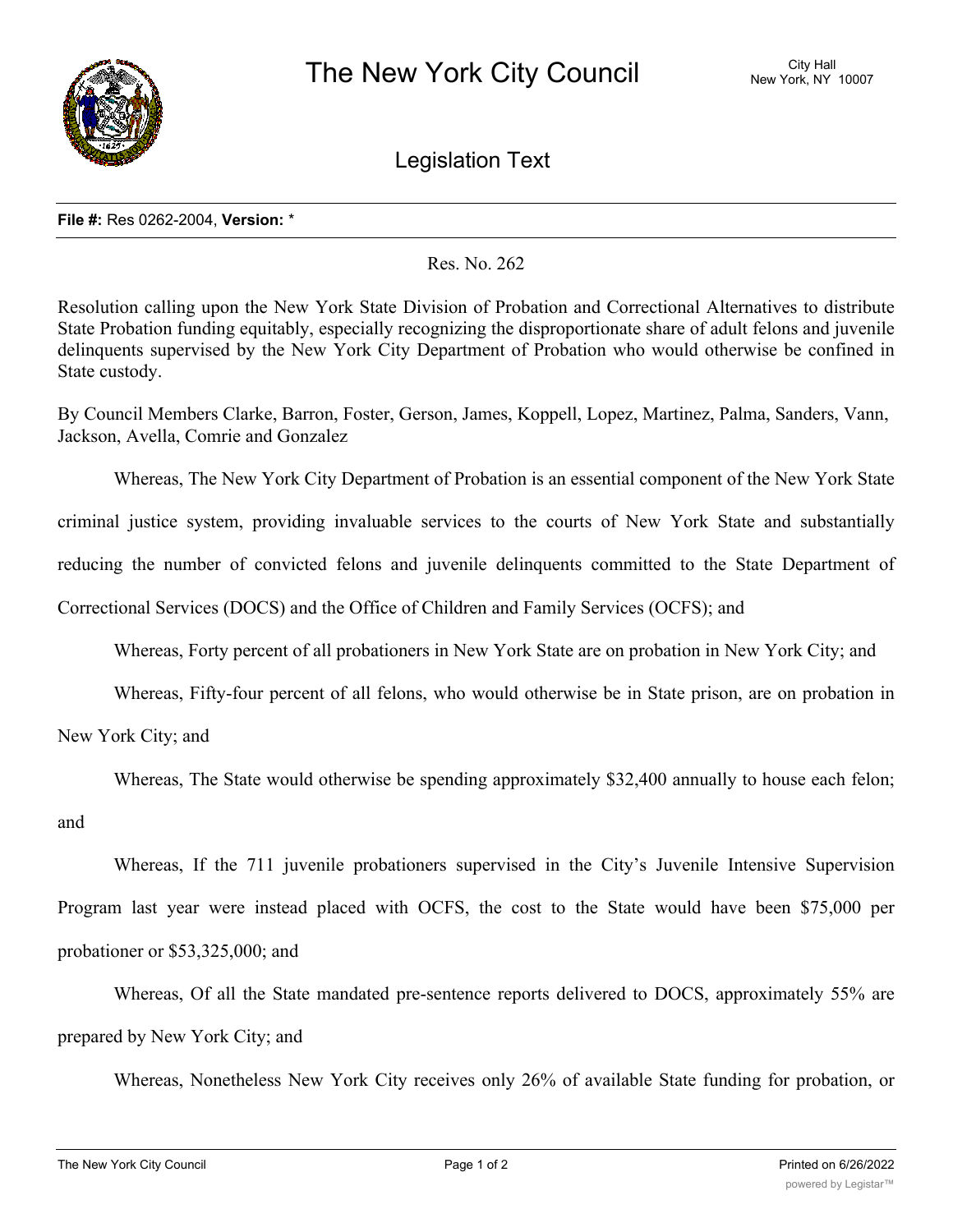# The New York City Council

City Hall
New York, NY 10007

## Legislation Text

**File #:** Res 0262-2004, **Version:** *

Res. No. 262

Resolution calling upon the New York State Division of Probation and Correctional Alternatives to distribute State Probation funding equitably, especially recognizing the disproportionate share of adult felons and juvenile delinquents supervised by the New York City Department of Probation who would otherwise be confined in State custody.

By Council Members Clarke, Barron, Foster, Gerson, James, Koppell, Lopez, Martinez, Palma, Sanders, Vann, Jackson, Avella, Comrie and Gonzalez

Whereas, The New York City Department of Probation is an essential component of the New York State criminal justice system, providing invaluable services to the courts of New York State and substantially reducing the number of convicted felons and juvenile delinquents committed to the State Department of Correctional Services (DOCS) and the Office of Children and Family Services (OCFS); and

Whereas, Forty percent of all probationers in New York State are on probation in New York City; and

Whereas, Fifty-four percent of all felons, who would otherwise be in State prison, are on probation in New York City; and

Whereas, The State would otherwise be spending approximately $32,400 annually to house each felon; and

Whereas, If the 711 juvenile probationers supervised in the City's Juvenile Intensive Supervision Program last year were instead placed with OCFS, the cost to the State would have been $75,000 per probationer or $53,325,000; and

Whereas, Of all the State mandated pre-sentence reports delivered to DOCS, approximately 55% are prepared by New York City; and

Whereas, Nonetheless New York City receives only 26% of available State funding for probation, or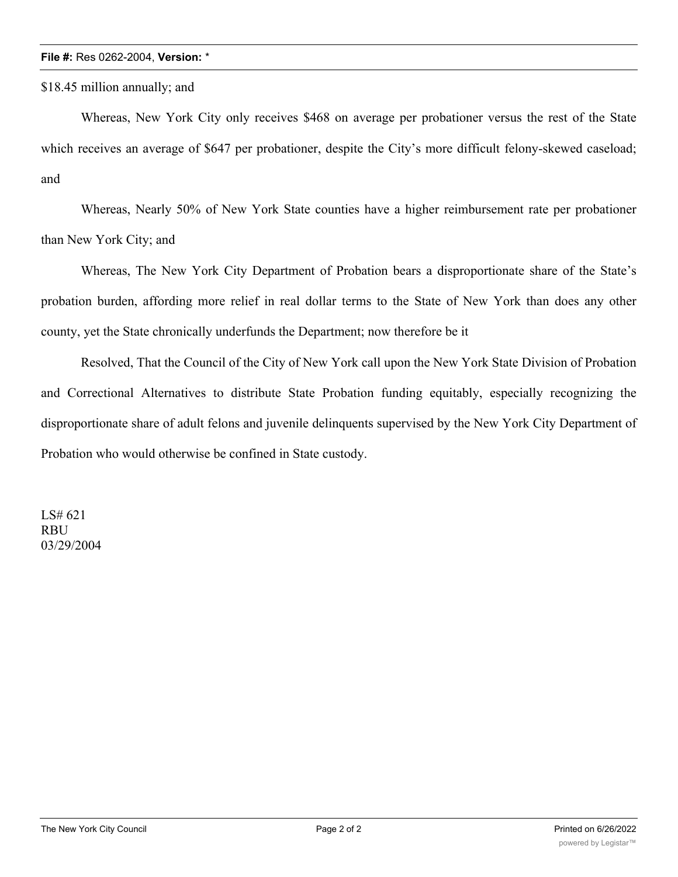$18.45 million annually; and

Whereas, New York City only receives $468 on average per probationer versus the rest of the State which receives an average of $647 per probationer, despite the City's more difficult felony-skewed caseload; and

Whereas, Nearly 50% of New York State counties have a higher reimbursement rate per probationer than New York City; and

Whereas, The New York City Department of Probation bears a disproportionate share of the State's probation burden, affording more relief in real dollar terms to the State of New York than does any other county, yet the State chronically underfunds the Department; now therefore be it

Resolved, That the Council of the City of New York call upon the New York State Division of Probation and Correctional Alternatives to distribute State Probation funding equitably, especially recognizing the disproportionate share of adult felons and juvenile delinquents supervised by the New York City Department of Probation who would otherwise be confined in State custody.

LS# 621
RBU
03/29/2004